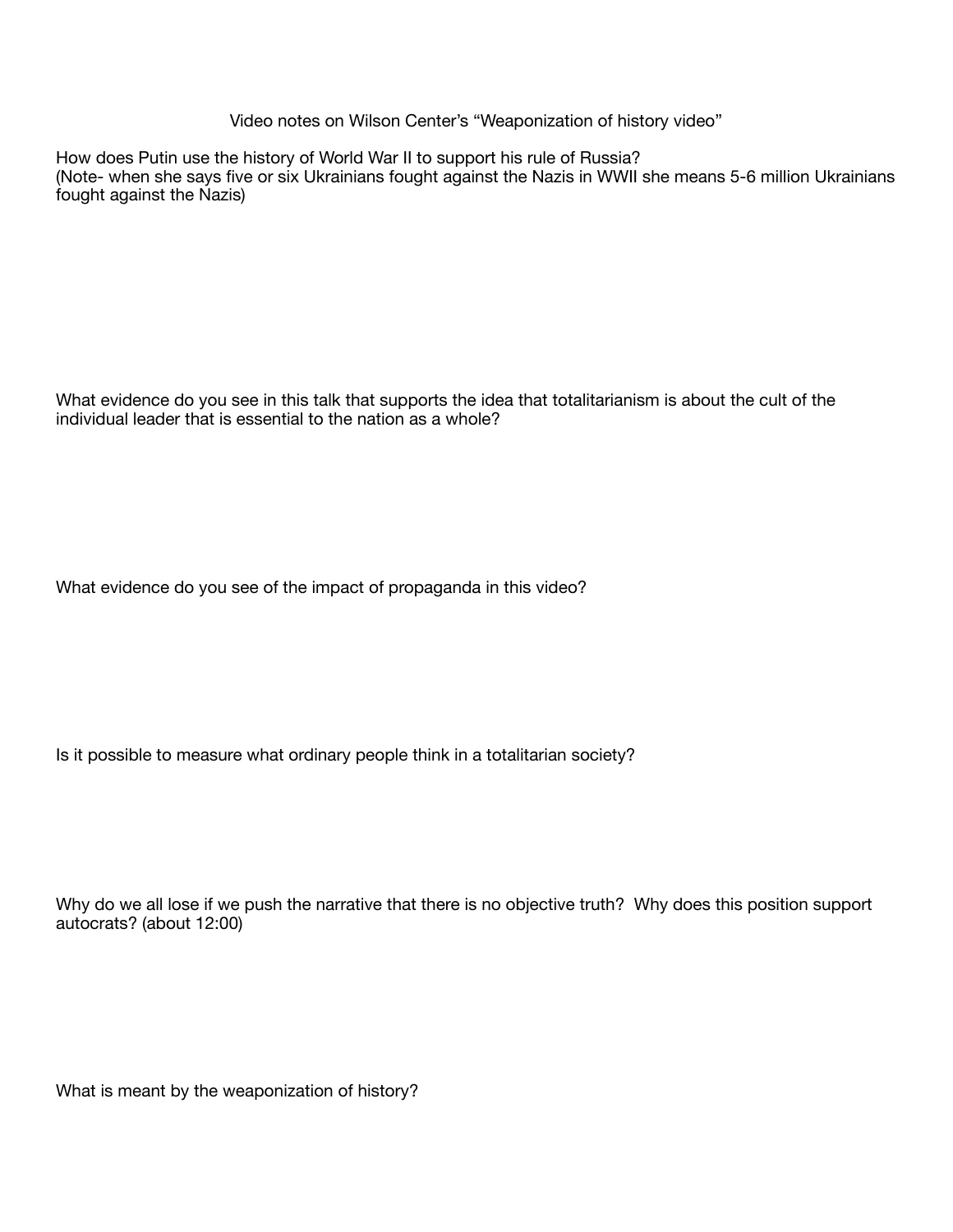Video notes on Wilson Center's "Weaponization of history video"

How does Putin use the history of World War II to support his rule of Russia?
(Note- when she says five or six Ukrainians fought against the Nazis in WWII she means 5-6 million Ukrainians fought against the Nazis)

What evidence do you see in this talk that supports the idea that totalitarianism is about the cult of the individual leader that is essential to the nation as a whole?

What evidence do you see of the impact of propaganda in this video?

Is it possible to measure what ordinary people think in a totalitarian society?

Why do we all lose if we push the narrative that there is no objective truth? Why does this position support autocrats? (about 12:00)

What is meant by the weaponization of history?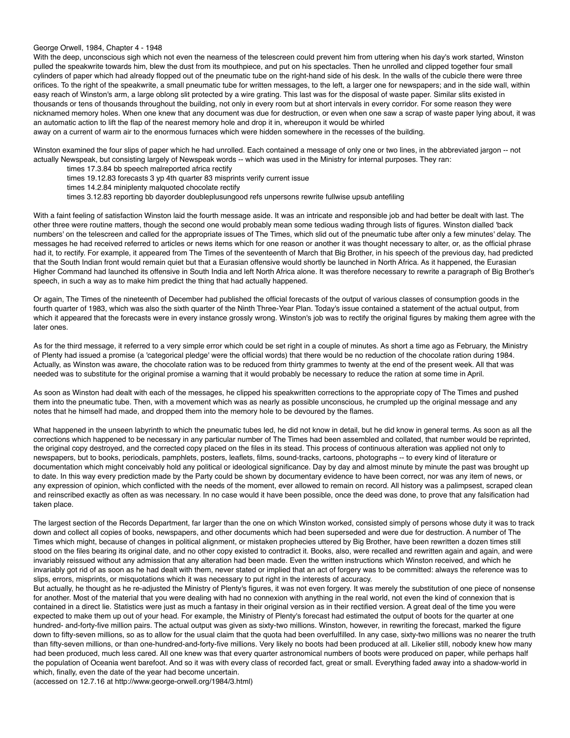George Orwell, 1984, Chapter 4 - 1948

With the deep, unconscious sigh which not even the nearness of the telescreen could prevent him from uttering when his day's work started, Winston pulled the speakwrite towards him, blew the dust from its mouthpiece, and put on his spectacles. Then he unrolled and clipped together four small cylinders of paper which had already flopped out of the pneumatic tube on the right-hand side of his desk. In the walls of the cubicle there were three orifices. To the right of the speakwrite, a small pneumatic tube for written messages, to the left, a larger one for newspapers; and in the side wall, within easy reach of Winston's arm, a large oblong slit protected by a wire grating. This last was for the disposal of waste paper. Similar slits existed in thousands or tens of thousands throughout the building, not only in every room but at short intervals in every corridor. For some reason they were nicknamed memory holes. When one knew that any document was due for destruction, or even when one saw a scrap of waste paper lying about, it was an automatic action to lift the flap of the nearest memory hole and drop it in, whereupon it would be whirled away on a current of warm air to the enormous furnaces which were hidden somewhere in the recesses of the building.

Winston examined the four slips of paper which he had unrolled. Each contained a message of only one or two lines, in the abbreviated jargon -- not actually Newspeak, but consisting largely of Newspeak words -- which was used in the Ministry for internal purposes. They ran:

times 17.3.84 bb speech malreported africa rectify
times 19.12.83 forecasts 3 yp 4th quarter 83 misprints verify current issue
times 14.2.84 miniplenty malquoted chocolate rectify
times 3.12.83 reporting bb dayorder doubleplusungood refs unpersons rewrite fullwise upsub antefiling

With a faint feeling of satisfaction Winston laid the fourth message aside. It was an intricate and responsible job and had better be dealt with last. The other three were routine matters, though the second one would probably mean some tedious wading through lists of figures. Winston dialled 'back numbers' on the telescreen and called for the appropriate issues of The Times, which slid out of the pneumatic tube after only a few minutes' delay. The messages he had received referred to articles or news items which for one reason or another it was thought necessary to alter, or, as the official phrase had it, to rectify. For example, it appeared from The Times of the seventeenth of March that Big Brother, in his speech of the previous day, had predicted that the South Indian front would remain quiet but that a Eurasian offensive would shortly be launched in North Africa. As it happened, the Eurasian Higher Command had launched its offensive in South India and left North Africa alone. It was therefore necessary to rewrite a paragraph of Big Brother's speech, in such a way as to make him predict the thing that had actually happened.

Or again, The Times of the nineteenth of December had published the official forecasts of the output of various classes of consumption goods in the fourth quarter of 1983, which was also the sixth quarter of the Ninth Three-Year Plan. Today's issue contained a statement of the actual output, from which it appeared that the forecasts were in every instance grossly wrong. Winston's job was to rectify the original figures by making them agree with the later ones.

As for the third message, it referred to a very simple error which could be set right in a couple of minutes. As short a time ago as February, the Ministry of Plenty had issued a promise (a 'categorical pledge' were the official words) that there would be no reduction of the chocolate ration during 1984. Actually, as Winston was aware, the chocolate ration was to be reduced from thirty grammes to twenty at the end of the present week. All that was needed was to substitute for the original promise a warning that it would probably be necessary to reduce the ration at some time in April.

As soon as Winston had dealt with each of the messages, he clipped his speakwritten corrections to the appropriate copy of The Times and pushed them into the pneumatic tube. Then, with a movement which was as nearly as possible unconscious, he crumpled up the original message and any notes that he himself had made, and dropped them into the memory hole to be devoured by the flames.

What happened in the unseen labyrinth to which the pneumatic tubes led, he did not know in detail, but he did know in general terms. As soon as all the corrections which happened to be necessary in any particular number of The Times had been assembled and collated, that number would be reprinted, the original copy destroyed, and the corrected copy placed on the files in its stead. This process of continuous alteration was applied not only to newspapers, but to books, periodicals, pamphlets, posters, leaflets, films, sound-tracks, cartoons, photographs -- to every kind of literature or documentation which might conceivably hold any political or ideological significance. Day by day and almost minute by minute the past was brought up to date. In this way every prediction made by the Party could be shown by documentary evidence to have been correct, nor was any item of news, or any expression of opinion, which conflicted with the needs of the moment, ever allowed to remain on record. All history was a palimpsest, scraped clean and reinscribed exactly as often as was necessary. In no case would it have been possible, once the deed was done, to prove that any falsification had taken place.

The largest section of the Records Department, far larger than the one on which Winston worked, consisted simply of persons whose duty it was to track down and collect all copies of books, newspapers, and other documents which had been superseded and were due for destruction. A number of The Times which might, because of changes in political alignment, or mistaken prophecies uttered by Big Brother, have been rewritten a dozen times still stood on the files bearing its original date, and no other copy existed to contradict it. Books, also, were recalled and rewritten again and again, and were invariably reissued without any admission that any alteration had been made. Even the written instructions which Winston received, and which he invariably got rid of as soon as he had dealt with them, never stated or implied that an act of forgery was to be committed: always the reference was to slips, errors, misprints, or misquotations which it was necessary to put right in the interests of accuracy.

But actually, he thought as he re-adjusted the Ministry of Plenty's figures, it was not even forgery. It was merely the substitution of one piece of nonsense for another. Most of the material that you were dealing with had no connexion with anything in the real world, not even the kind of connexion that is contained in a direct lie. Statistics were just as much a fantasy in their original version as in their rectified version. A great deal of the time you were expected to make them up out of your head. For example, the Ministry of Plenty's forecast had estimated the output of boots for the quarter at one hundred- and-forty-five million pairs. The actual output was given as sixty-two millions. Winston, however, in rewriting the forecast, marked the figure down to fifty-seven millions, so as to allow for the usual claim that the quota had been overfulfilled. In any case, sixty-two millions was no nearer the truth than fifty-seven millions, or than one-hundred-and-forty-five millions. Very likely no boots had been produced at all. Likelier still, nobody knew how many had been produced, much less cared. All one knew was that every quarter astronomical numbers of boots were produced on paper, while perhaps half the population of Oceania went barefoot. And so it was with every class of recorded fact, great or small. Everything faded away into a shadow-world in which, finally, even the date of the year had become uncertain.

(accessed on 12.7.16 at http://www.george-orwell.org/1984/3.html)